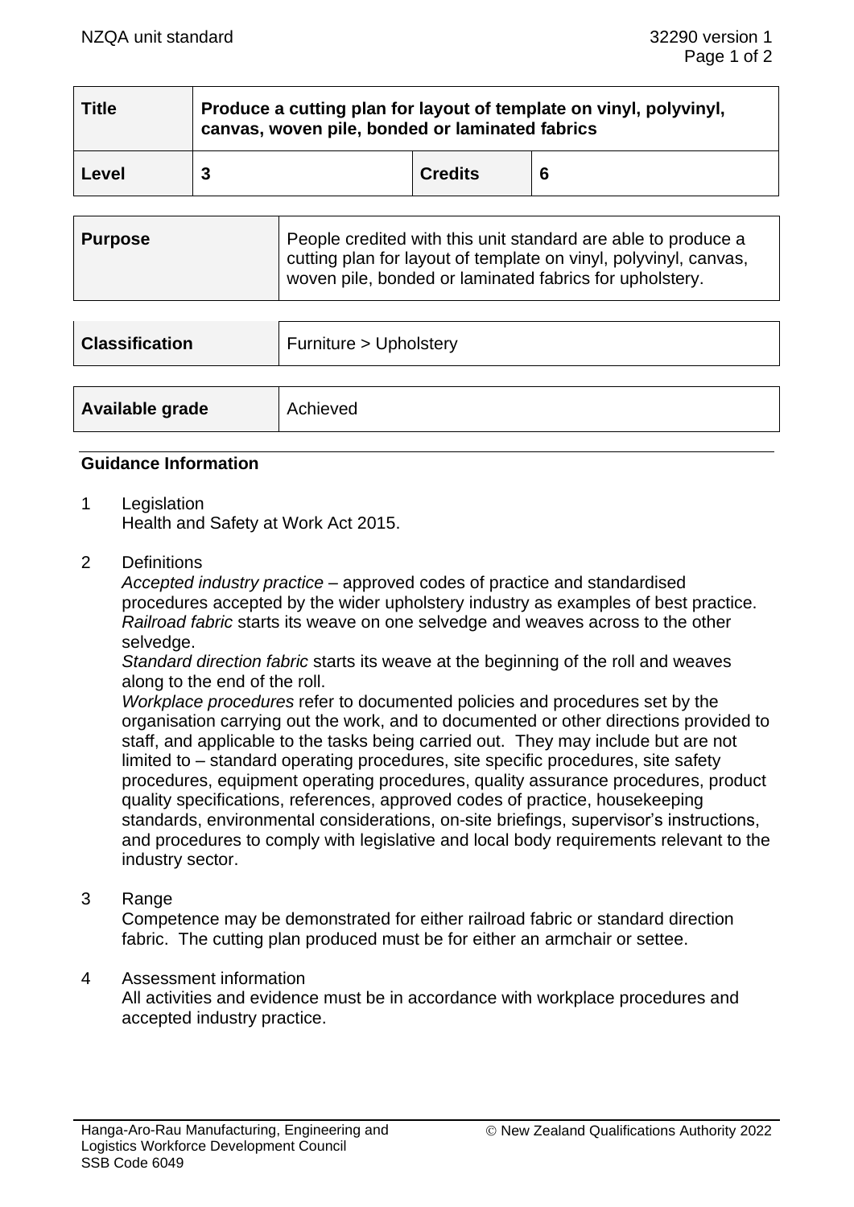| Title | Produce a cutting plan for layout of template on vinyl, polyvinyl, canvas, woven pile, bonded or laminated fabrics | | |
|---|---|---|---|
| Level | 3 | Credits | 6 |

| Purpose | People credited with this unit standard are able to produce a cutting plan for layout of template on vinyl, polyvinyl, canvas, woven pile, bonded or laminated fabrics for upholstery. |
|---|---|

| Classification | Furniture > Upholstery |
|---|---|

| Available grade | Achieved |
|---|---|

## Guidance Information

1 Legislation
Health and Safety at Work Act 2015.

2 Definitions
*Accepted industry practice* – approved codes of practice and standardised procedures accepted by the wider upholstery industry as examples of best practice.
*Railroad fabric* starts its weave on one selvedge and weaves across to the other selvedge.
*Standard direction fabric* starts its weave at the beginning of the roll and weaves along to the end of the roll.
*Workplace procedures* refer to documented policies and procedures set by the organisation carrying out the work, and to documented or other directions provided to staff, and applicable to the tasks being carried out. They may include but are not limited to – standard operating procedures, site specific procedures, site safety procedures, equipment operating procedures, quality assurance procedures, product quality specifications, references, approved codes of practice, housekeeping standards, environmental considerations, on-site briefings, supervisor's instructions, and procedures to comply with legislative and local body requirements relevant to the industry sector.

3 Range
Competence may be demonstrated for either railroad fabric or standard direction fabric. The cutting plan produced must be for either an armchair or settee.

4 Assessment information
All activities and evidence must be in accordance with workplace procedures and accepted industry practice.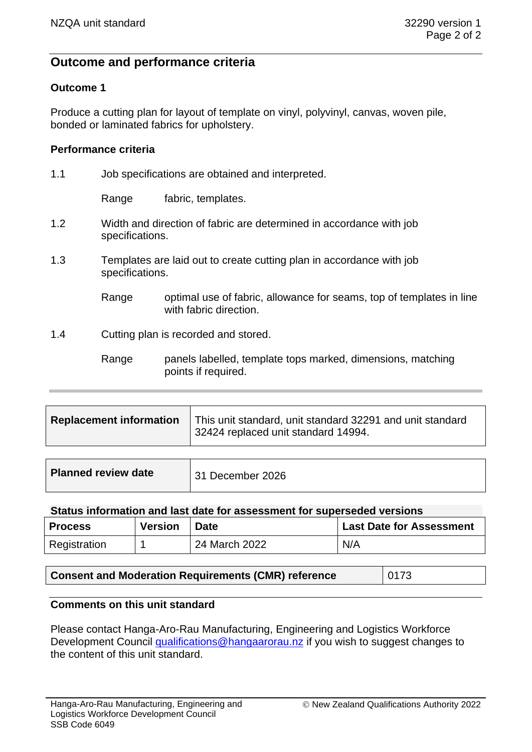## Outcome and performance criteria

### Outcome 1

Produce a cutting plan for layout of template on vinyl, polyvinyl, canvas, woven pile, bonded or laminated fabrics for upholstery.

#### Performance criteria

1.1 Job specifications are obtained and interpreted.

Range fabric, templates.

1.2 Width and direction of fabric are determined in accordance with job specifications.

1.3 Templates are laid out to create cutting plan in accordance with job specifications.

Range optimal use of fabric, allowance for seams, top of templates in line with fabric direction.

1.4 Cutting plan is recorded and stored.

Range panels labelled, template tops marked, dimensions, matching points if required.

---

| | |
|---|---|
| **Replacement information** | This unit standard, unit standard 32291 and unit standard 32424 replaced unit standard 14994. |

| | |
|---|---|
| **Planned review date** | 31 December 2026 |

**Status information and last date for assessment for superseded versions**

| Process | Version | Date | Last Date for Assessment |
|---|---|---|---|
| Registration | 1 | 24 March 2022 | N/A |

| | |
|---|---|
| **Consent and Moderation Requirements (CMR) reference** | 0173 |

### Comments on this unit standard

Please contact Hanga-Aro-Rau Manufacturing, Engineering and Logistics Workforce Development Council qualifications@hangaarorau.nz if you wish to suggest changes to the content of this unit standard.